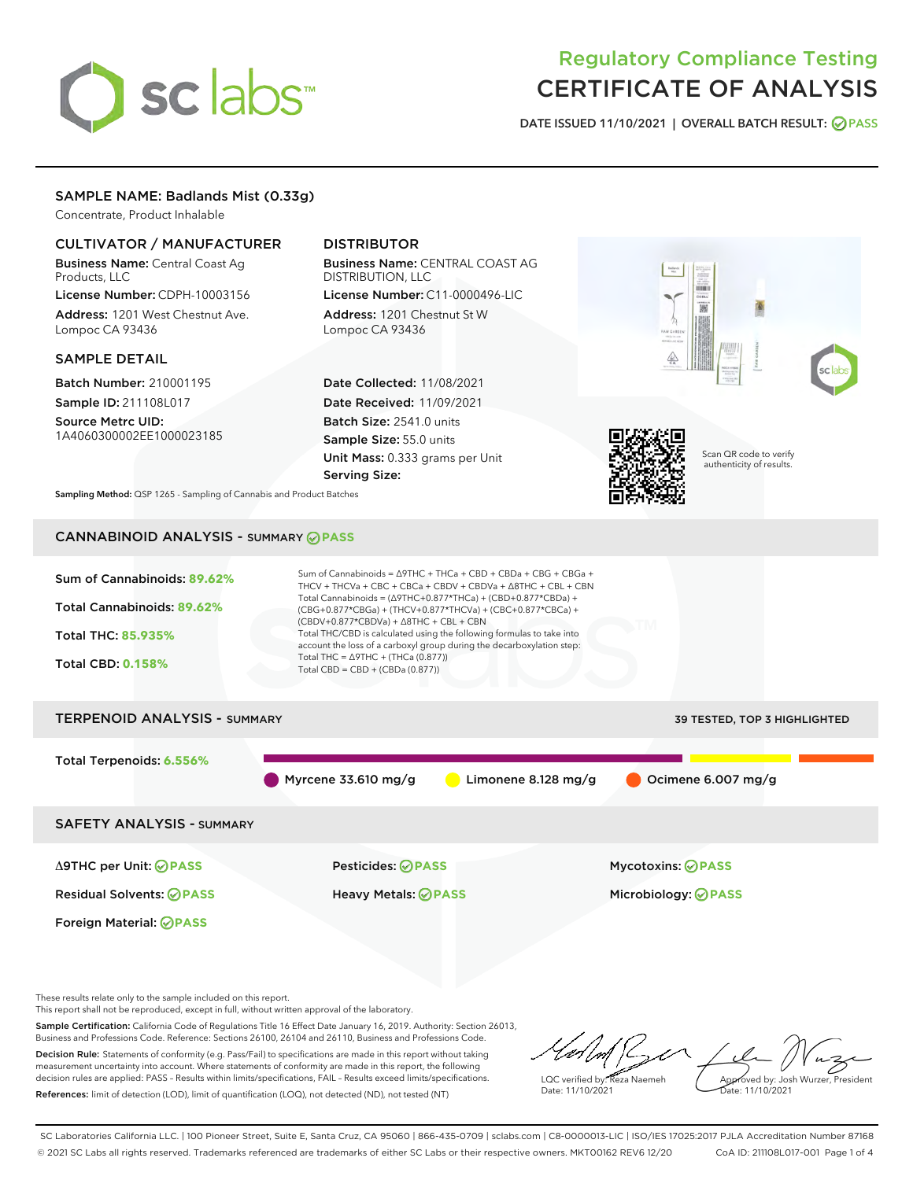# Regulatory Compliance Testing
# CERTIFICATE OF ANALYSIS

DATE ISSUED 11/10/2021 | OVERALL BATCH RESULT: PASS

## SAMPLE NAME: Badlands Mist (0.33g)

Concentrate, Product Inhalable

### CULTIVATOR / MANUFACTURER

**Business Name:** Central Coast Ag Products, LLC
**License Number:** CDPH-10003156
**Address:** 1201 West Chestnut Ave. Lompoc CA 93436

### DISTRIBUTOR

**Business Name:** CENTRAL COAST AG DISTRIBUTION, LLC
**License Number:** C11-0000496-LIC
**Address:** 1201 Chestnut St W Lompoc CA 93436

### SAMPLE DETAIL

**Batch Number:** 210001195
**Sample ID:** 211108L017
**Source Metrc UID:** 1A4060300002EE1000023185

**Date Collected:** 11/08/2021
**Date Received:** 11/09/2021
**Batch Size:** 2541.0 units
**Sample Size:** 55.0 units
**Unit Mass:** 0.333 grams per Unit
**Serving Size:**

Scan QR code to verify authenticity of results.

**Sampling Method:** QSP 1265 - Sampling of Cannabis and Product Batches

## CANNABINOID ANALYSIS - SUMMARY PASS

**Sum of Cannabinoids:** 89.62%
**Total Cannabinoids:** 89.62%
**Total THC:** 85.935%
**Total CBD:** 0.158%

Sum of Cannabinoids = Δ9THC + THCa + CBD + CBDa + CBG + CBGa + THCV + THCVa + CBC + CBCa + CBDV + CBDVa + Δ8THC + CBL + CBN
Total Cannabinoids = (Δ9THC+0.877*THCa) + (CBD+0.877*CBDa) + (CBG+0.877*CBGa) + (THCV+0.877*THCVa) + (CBC+0.877*CBCa) + (CBDV+0.877*CBDVa) + Δ8THC + CBL + CBN
Total THC/CBD is calculated using the following formulas to take into account the loss of a carboxyl group during the decarboxylation step:
Total THC = Δ9THC + (THCa (0.877))
Total CBD = CBD + (CBDa (0.877))

## TERPENOID ANALYSIS - SUMMARY

39 TESTED, TOP 3 HIGHLIGHTED

**Total Terpenoids:** 6.556%

Myrcene 33.610 mg/g | Limonene 8.128 mg/g | Ocimene 6.007 mg/g

## SAFETY ANALYSIS - SUMMARY

| | | |
|---|---|---|
| Δ9THC per Unit: PASS | Pesticides: PASS | Mycotoxins: PASS |
| Residual Solvents: PASS | Heavy Metals: PASS | Microbiology: PASS |
| Foreign Material: PASS | | |

These results relate only to the sample included on this report.
This report shall not be reproduced, except in full, without written approval of the laboratory.

**Sample Certification:** California Code of Regulations Title 16 Effect Date January 16, 2019. Authority: Section 26013, Business and Professions Code. Reference: Sections 26100, 26104 and 26110, Business and Professions Code.

**Decision Rule:** Statements of conformity (e.g. Pass/Fail) to specifications are made in this report without taking measurement uncertainty into account. Where statements of conformity are made in this report, the following decision rules are applied: PASS – Results within limits/specifications, FAIL – Results exceed limits/specifications.

**References:** limit of detection (LOD), limit of quantification (LOQ), not detected (ND), not tested (NT)

LQC verified by: Reza Naemeh
Date: 11/10/2021

Approved by: Josh Wurzer, President
Date: 11/10/2021

SC Laboratories California LLC. | 100 Pioneer Street, Suite E, Santa Cruz, CA 95060 | 866-435-0709 | sclabs.com | C8-0000013-LIC | ISO/IES 17025:2017 PJLA Accreditation Number 87168
© 2021 SC Labs all rights reserved. Trademarks referenced are trademarks of either SC Labs or their respective owners. MKT00162 REV6 12/20 CoA ID: 211108L017-001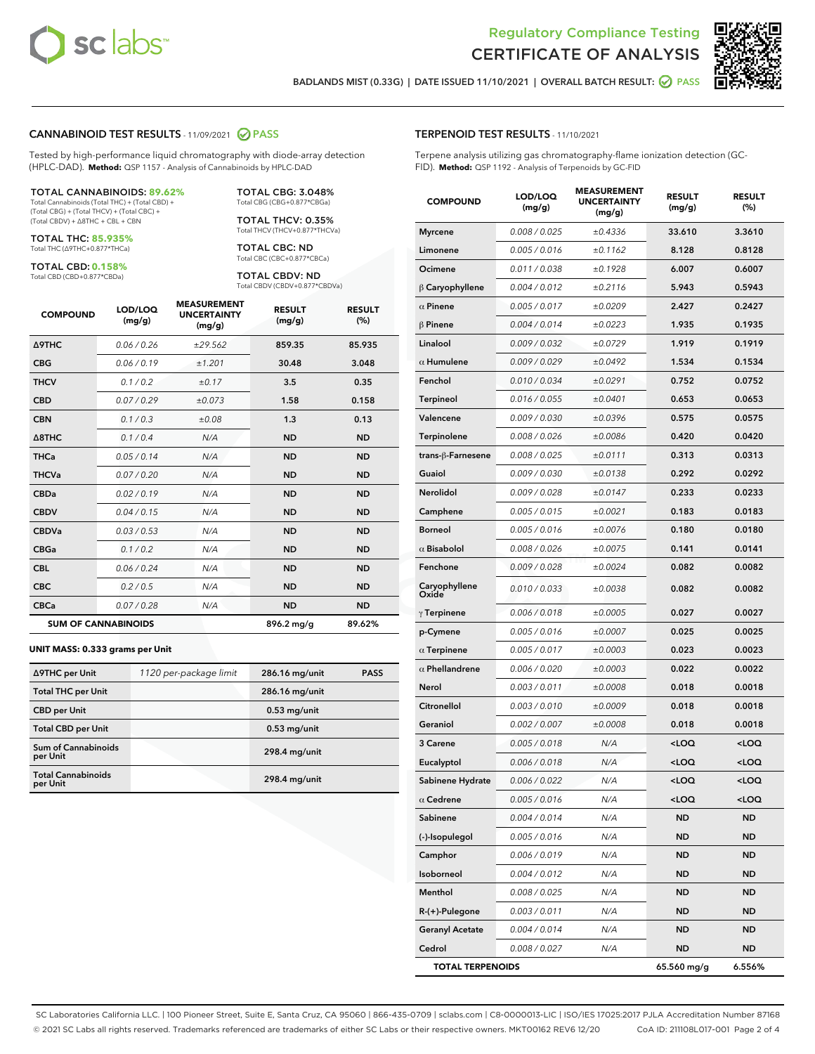# Regulatory Compliance Testing
# CERTIFICATE OF ANALYSIS

BADLANDS MIST (0.33G) | DATE ISSUED 11/10/2021 | OVERALL BATCH RESULT: PASS

## CANNABINOID TEST RESULTS - 11/09/2021 PASS

Tested by high-performance liquid chromatography with diode-array detection (HPLC-DAD). **Method:** QSP 1157 - Analysis of Cannabinoids by HPLC-DAD

**TOTAL CANNABINOIDS: 89.62%**
Total Cannabinoids (Total THC) + (Total CBD) + (Total CBG) + (Total THCV) + (Total CBC) + (Total CBDV) + Δ8THC + CBL + CBN

**TOTAL THC: 85.935%**
Total THC (Δ9THC+0.877*THCa)

**TOTAL CBD: 0.158%**
Total CBD (CBD+0.877*CBDa)

**TOTAL CBG: 3.048%**
Total CBG (CBG+0.877*CBGa)

**TOTAL THCV: 0.35%**
Total THCV (THCV+0.877*THCVa)

**TOTAL CBC: ND**
Total CBC (CBC+0.877*CBCa)

**TOTAL CBDV: ND**
Total CBDV (CBDV+0.877*CBDVa)

| COMPOUND | LOD/LOQ (mg/g) | MEASUREMENT UNCERTAINTY (mg/g) | RESULT (mg/g) | RESULT (%) |
|---|---|---|---|---|
| Δ9THC | 0.06 / 0.26 | ±29.562 | 859.35 | 85.935 |
| CBG | 0.06 / 0.19 | ±1.201 | 30.48 | 3.048 |
| THCV | 0.1 / 0.2 | ±0.17 | 3.5 | 0.35 |
| CBD | 0.07 / 0.29 | ±0.073 | 1.58 | 0.158 |
| CBN | 0.1 / 0.3 | ±0.08 | 1.3 | 0.13 |
| Δ8THC | 0.1 / 0.4 | N/A | ND | ND |
| THCa | 0.05 / 0.14 | N/A | ND | ND |
| THCVa | 0.07 / 0.20 | N/A | ND | ND |
| CBDa | 0.02 / 0.19 | N/A | ND | ND |
| CBDV | 0.04 / 0.15 | N/A | ND | ND |
| CBDVa | 0.03 / 0.53 | N/A | ND | ND |
| CBGa | 0.1 / 0.2 | N/A | ND | ND |
| CBL | 0.06 / 0.24 | N/A | ND | ND |
| CBC | 0.2 / 0.5 | N/A | ND | ND |
| CBCa | 0.07 / 0.28 | N/A | ND | ND |
| **SUM OF CANNABINOIDS** | | | 896.2 mg/g | 89.62% |

**UNIT MASS: 0.333 grams per Unit**

| | | | |
|---|---|---|---|
| Δ9THC per Unit | 1120 per-package limit | 286.16 mg/unit | PASS |
| Total THC per Unit | | 286.16 mg/unit | |
| CBD per Unit | | 0.53 mg/unit | |
| Total CBD per Unit | | 0.53 mg/unit | |
| Sum of Cannabinoids per Unit | | 298.4 mg/unit | |
| Total Cannabinoids per Unit | | 298.4 mg/unit | |

## TERPENOID TEST RESULTS - 11/10/2021

Terpene analysis utilizing gas chromatography-flame ionization detection (GC-FID). **Method:** QSP 1192 - Analysis of Terpenoids by GC-FID

| COMPOUND | LOD/LOQ (mg/g) | MEASUREMENT UNCERTAINTY (mg/g) | RESULT (mg/g) | RESULT (%) |
|---|---|---|---|---|
| Myrcene | 0.008 / 0.025 | ±0.4336 | 33.610 | 3.3610 |
| Limonene | 0.005 / 0.016 | ±0.1162 | 8.128 | 0.8128 |
| Ocimene | 0.011 / 0.038 | ±0.1928 | 6.007 | 0.6007 |
| β Caryophyllene | 0.004 / 0.012 | ±0.2116 | 5.943 | 0.5943 |
| α Pinene | 0.005 / 0.017 | ±0.0209 | 2.427 | 0.2427 |
| β Pinene | 0.004 / 0.014 | ±0.0223 | 1.935 | 0.1935 |
| Linalool | 0.009 / 0.032 | ±0.0729 | 1.919 | 0.1919 |
| α Humulene | 0.009 / 0.029 | ±0.0492 | 1.534 | 0.1534 |
| Fenchol | 0.010 / 0.034 | ±0.0291 | 0.752 | 0.0752 |
| Terpineol | 0.016 / 0.055 | ±0.0401 | 0.653 | 0.0653 |
| Valencene | 0.009 / 0.030 | ±0.0396 | 0.575 | 0.0575 |
| Terpinolene | 0.008 / 0.026 | ±0.0086 | 0.420 | 0.0420 |
| trans-β-Farnesene | 0.008 / 0.025 | ±0.0111 | 0.313 | 0.0313 |
| Guaiol | 0.009 / 0.030 | ±0.0138 | 0.292 | 0.0292 |
| Nerolidol | 0.009 / 0.028 | ±0.0147 | 0.233 | 0.0233 |
| Camphene | 0.005 / 0.015 | ±0.0021 | 0.183 | 0.0183 |
| Borneol | 0.005 / 0.016 | ±0.0076 | 0.180 | 0.0180 |
| α Bisabolol | 0.008 / 0.026 | ±0.0075 | 0.141 | 0.0141 |
| Fenchone | 0.009 / 0.028 | ±0.0024 | 0.082 | 0.0082 |
| Caryophyllene Oxide | 0.010 / 0.033 | ±0.0038 | 0.082 | 0.0082 |
| γ Terpinene | 0.006 / 0.018 | ±0.0005 | 0.027 | 0.0027 |
| p-Cymene | 0.005 / 0.016 | ±0.0007 | 0.025 | 0.0025 |
| α Terpinene | 0.005 / 0.017 | ±0.0003 | 0.023 | 0.0023 |
| α Phellandrene | 0.006 / 0.020 | ±0.0003 | 0.022 | 0.0022 |
| Nerol | 0.003 / 0.011 | ±0.0008 | 0.018 | 0.0018 |
| Citronellol | 0.003 / 0.010 | ±0.0009 | 0.018 | 0.0018 |
| Geraniol | 0.002 / 0.007 | ±0.0008 | 0.018 | 0.0018 |
| 3 Carene | 0.005 / 0.018 | N/A | <LOQ | <LOQ |
| Eucalyptol | 0.006 / 0.018 | N/A | <LOQ | <LOQ |
| Sabinene Hydrate | 0.006 / 0.022 | N/A | <LOQ | <LOQ |
| α Cedrene | 0.005 / 0.016 | N/A | <LOQ | <LOQ |
| Sabinene | 0.004 / 0.014 | N/A | ND | ND |
| (-)-Isopulegol | 0.005 / 0.016 | N/A | ND | ND |
| Camphor | 0.006 / 0.019 | N/A | ND | ND |
| Isoborneol | 0.004 / 0.012 | N/A | ND | ND |
| Menthol | 0.008 / 0.025 | N/A | ND | ND |
| R-(+)-Pulegone | 0.003 / 0.011 | N/A | ND | ND |
| Geranyl Acetate | 0.004 / 0.014 | N/A | ND | ND |
| Cedrol | 0.008 / 0.027 | N/A | ND | ND |
| **TOTAL TERPENOIDS** | | | 65.560 mg/g | 6.556% |

SC Laboratories California LLC. | 100 Pioneer Street, Suite E, Santa Cruz, CA 95060 | 866-435-0709 | sclabs.com | C8-0000013-LIC | ISO/IES 17025:2017 PJLA Accreditation Number 87168
© 2021 SC Labs all rights reserved. Trademarks referenced are trademarks of either SC Labs or their respective owners. MKT00162 REV6 12/20 CoA ID: 211108L017-001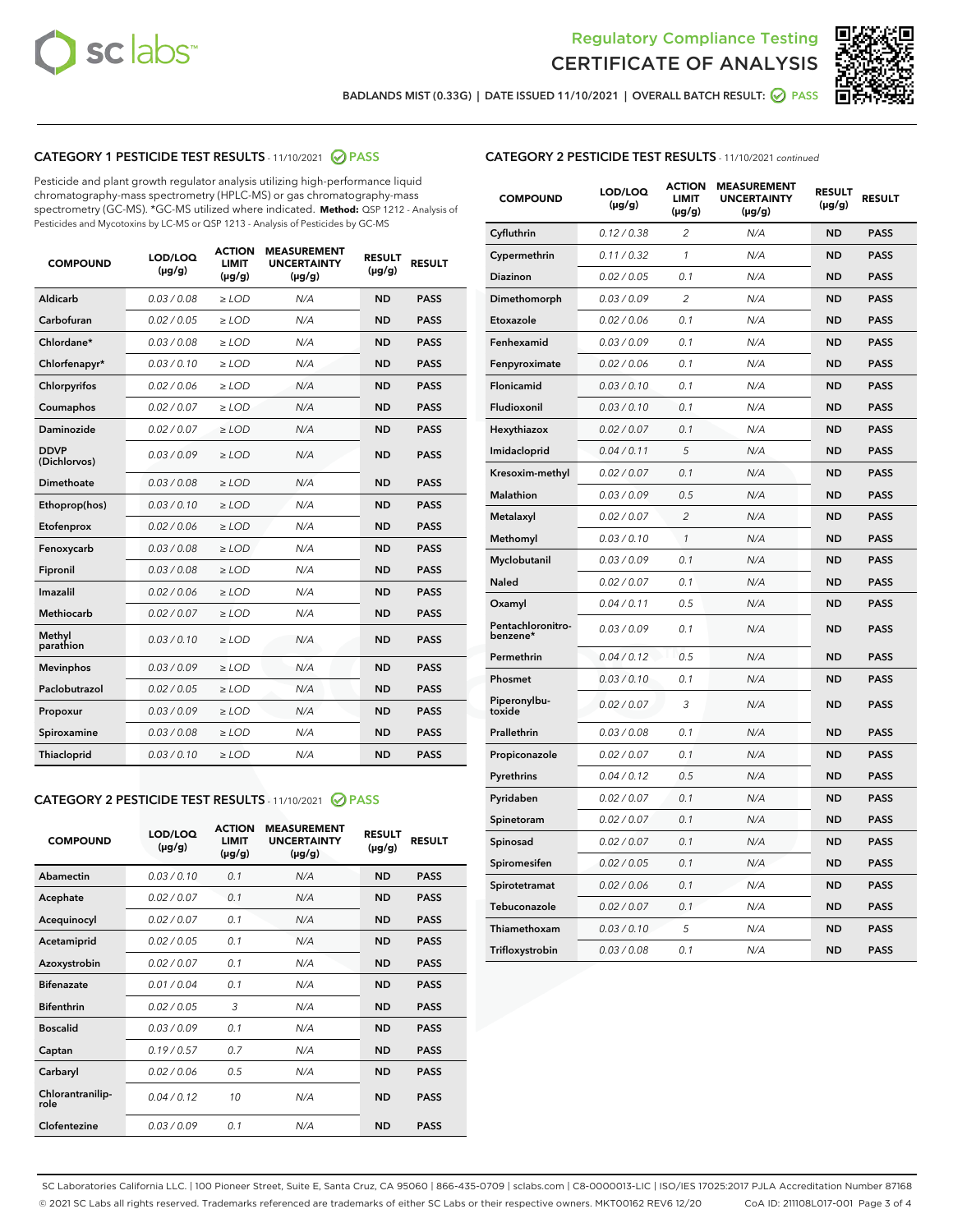Regulatory Compliance Testing
# CERTIFICATE OF ANALYSIS

BADLANDS MIST (0.33G) | DATE ISSUED 11/10/2021 | OVERALL BATCH RESULT: PASS

## CATEGORY 1 PESTICIDE TEST RESULTS - 11/10/2021 PASS

Pesticide and plant growth regulator analysis utilizing high-performance liquid chromatography-mass spectrometry (HPLC-MS) or gas chromatography-mass spectrometry (GC-MS). *GC-MS utilized where indicated. **Method:** QSP 1212 - Analysis of Pesticides and Mycotoxins by LC-MS or QSP 1213 - Analysis of Pesticides by GC-MS

| COMPOUND | LOD/LOQ (µg/g) | ACTION LIMIT (µg/g) | MEASUREMENT UNCERTAINTY (µg/g) | RESULT (µg/g) | RESULT |
|---|---|---|---|---|---|
| Aldicarb | 0.03 / 0.08 | ≥ LOD | N/A | ND | PASS |
| Carbofuran | 0.02 / 0.05 | ≥ LOD | N/A | ND | PASS |
| Chlordane* | 0.03 / 0.08 | ≥ LOD | N/A | ND | PASS |
| Chlorfenapyr* | 0.03 / 0.10 | ≥ LOD | N/A | ND | PASS |
| Chlorpyrifos | 0.02 / 0.06 | ≥ LOD | N/A | ND | PASS |
| Coumaphos | 0.02 / 0.07 | ≥ LOD | N/A | ND | PASS |
| Daminozide | 0.02 / 0.07 | ≥ LOD | N/A | ND | PASS |
| DDVP (Dichlorvos) | 0.03 / 0.09 | ≥ LOD | N/A | ND | PASS |
| Dimethoate | 0.03 / 0.08 | ≥ LOD | N/A | ND | PASS |
| Ethoprop(hos) | 0.03 / 0.10 | ≥ LOD | N/A | ND | PASS |
| Etofenprox | 0.02 / 0.06 | ≥ LOD | N/A | ND | PASS |
| Fenoxycarb | 0.03 / 0.08 | ≥ LOD | N/A | ND | PASS |
| Fipronil | 0.03 / 0.08 | ≥ LOD | N/A | ND | PASS |
| Imazalil | 0.02 / 0.06 | ≥ LOD | N/A | ND | PASS |
| Methiocarb | 0.02 / 0.07 | ≥ LOD | N/A | ND | PASS |
| Methyl parathion | 0.03 / 0.10 | ≥ LOD | N/A | ND | PASS |
| Mevinphos | 0.03 / 0.09 | ≥ LOD | N/A | ND | PASS |
| Paclobutrazol | 0.02 / 0.05 | ≥ LOD | N/A | ND | PASS |
| Propoxur | 0.03 / 0.09 | ≥ LOD | N/A | ND | PASS |
| Spiroxamine | 0.03 / 0.08 | ≥ LOD | N/A | ND | PASS |
| Thiacloprid | 0.03 / 0.10 | ≥ LOD | N/A | ND | PASS |

## CATEGORY 2 PESTICIDE TEST RESULTS - 11/10/2021 PASS

| COMPOUND | LOD/LOQ (µg/g) | ACTION LIMIT (µg/g) | MEASUREMENT UNCERTAINTY (µg/g) | RESULT (µg/g) | RESULT |
|---|---|---|---|---|---|
| Abamectin | 0.03 / 0.10 | 0.1 | N/A | ND | PASS |
| Acephate | 0.02 / 0.07 | 0.1 | N/A | ND | PASS |
| Acequinocyl | 0.02 / 0.07 | 0.1 | N/A | ND | PASS |
| Acetamiprid | 0.02 / 0.05 | 0.1 | N/A | ND | PASS |
| Azoxystrobin | 0.02 / 0.07 | 0.1 | N/A | ND | PASS |
| Bifenazate | 0.01 / 0.04 | 0.1 | N/A | ND | PASS |
| Bifenthrin | 0.02 / 0.05 | 3 | N/A | ND | PASS |
| Boscalid | 0.03 / 0.09 | 0.1 | N/A | ND | PASS |
| Captan | 0.19 / 0.57 | 0.7 | N/A | ND | PASS |
| Carbaryl | 0.02 / 0.06 | 0.5 | N/A | ND | PASS |
| Chlorantraniliprole | 0.04 / 0.12 | 10 | N/A | ND | PASS |
| Clofentezine | 0.03 / 0.09 | 0.1 | N/A | ND | PASS |
| Cyfluthrin | 0.12 / 0.38 | 2 | N/A | ND | PASS |
| Cypermethrin | 0.11 / 0.32 | 1 | N/A | ND | PASS |
| Diazinon | 0.02 / 0.05 | 0.1 | N/A | ND | PASS |
| Dimethomorph | 0.03 / 0.09 | 2 | N/A | ND | PASS |
| Etoxazole | 0.02 / 0.06 | 0.1 | N/A | ND | PASS |
| Fenhexamid | 0.03 / 0.09 | 0.1 | N/A | ND | PASS |
| Fenpyroximate | 0.02 / 0.06 | 0.1 | N/A | ND | PASS |
| Flonicamid | 0.03 / 0.10 | 0.1 | N/A | ND | PASS |
| Fludioxonil | 0.03 / 0.10 | 0.1 | N/A | ND | PASS |
| Hexythiazox | 0.02 / 0.07 | 0.1 | N/A | ND | PASS |
| Imidacloprid | 0.04 / 0.11 | 5 | N/A | ND | PASS |
| Kresoxim-methyl | 0.02 / 0.07 | 0.1 | N/A | ND | PASS |
| Malathion | 0.03 / 0.09 | 0.5 | N/A | ND | PASS |
| Metalaxyl | 0.02 / 0.07 | 2 | N/A | ND | PASS |
| Methomyl | 0.03 / 0.10 | 1 | N/A | ND | PASS |
| Myclobutanil | 0.03 / 0.09 | 0.1 | N/A | ND | PASS |
| Naled | 0.02 / 0.07 | 0.1 | N/A | ND | PASS |
| Oxamyl | 0.04 / 0.11 | 0.5 | N/A | ND | PASS |
| Pentachloronitrobenzene* | 0.03 / 0.09 | 0.1 | N/A | ND | PASS |
| Permethrin | 0.04 / 0.12 | 0.5 | N/A | ND | PASS |
| Phosmet | 0.03 / 0.10 | 0.1 | N/A | ND | PASS |
| Piperonylbutoxide | 0.02 / 0.07 | 3 | N/A | ND | PASS |
| Prallethrin | 0.03 / 0.08 | 0.1 | N/A | ND | PASS |
| Propiconazole | 0.02 / 0.07 | 0.1 | N/A | ND | PASS |
| Pyrethrins | 0.04 / 0.12 | 0.5 | N/A | ND | PASS |
| Pyridaben | 0.02 / 0.07 | 0.1 | N/A | ND | PASS |
| Spinetoram | 0.02 / 0.07 | 0.1 | N/A | ND | PASS |
| Spinosad | 0.02 / 0.07 | 0.1 | N/A | ND | PASS |
| Spiromesifen | 0.02 / 0.05 | 0.1 | N/A | ND | PASS |
| Spirotetramat | 0.02 / 0.06 | 0.1 | N/A | ND | PASS |
| Tebuconazole | 0.02 / 0.07 | 0.1 | N/A | ND | PASS |
| Thiamethoxam | 0.03 / 0.10 | 5 | N/A | ND | PASS |
| Trifloxystrobin | 0.03 / 0.08 | 0.1 | N/A | ND | PASS |

SC Laboratories California LLC. | 100 Pioneer Street, Suite E, Santa Cruz, CA 95060 | 866-435-0709 | sclabs.com | C8-0000013-LIC | ISO/IES 17025:2017 PJLA Accreditation Number 87168
© 2021 SC Labs all rights reserved. Trademarks referenced are trademarks of either SC Labs or their respective owners. MKT00162 REV6 12/20 CoA ID: 211108L017-001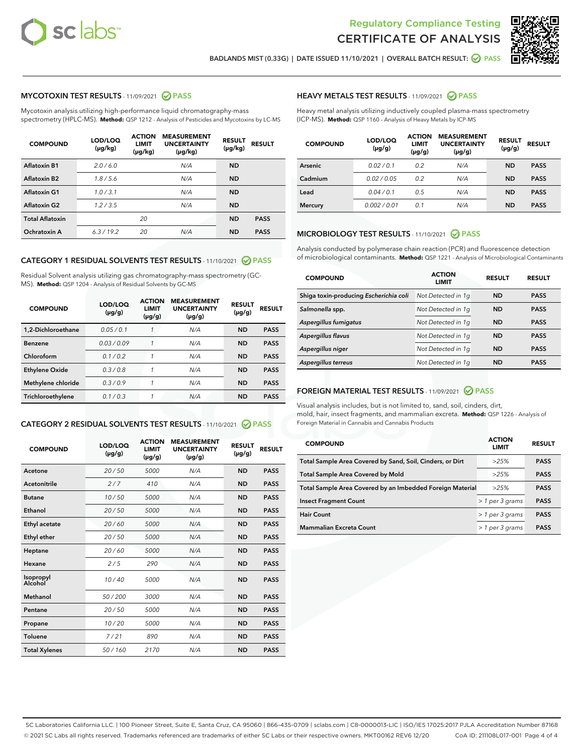Regulatory Compliance Testing
CERTIFICATE OF ANALYSIS

BADLANDS MIST (0.33G) | DATE ISSUED 11/10/2021 | OVERALL BATCH RESULT: PASS

## MYCOTOXIN TEST RESULTS - 11/09/2021 PASS

Mycotoxin analysis utilizing high-performance liquid chromatography-mass spectrometry (HPLC-MS). **Method:** QSP 1212 - Analysis of Pesticides and Mycotoxins by LC-MS

| COMPOUND | LOD/LOQ (µg/kg) | ACTION LIMIT (µg/kg) | MEASUREMENT UNCERTAINTY (µg/kg) | RESULT (µg/kg) | RESULT |
|---|---|---|---|---|---|
| Aflatoxin B1 | 2.0 / 6.0 | | N/A | ND | |
| Aflatoxin B2 | 1.8 / 5.6 | | N/A | ND | |
| Aflatoxin G1 | 1.0 / 3.1 | | N/A | ND | |
| Aflatoxin G2 | 1.2 / 3.5 | | N/A | ND | |
| Total Aflatoxin | | 20 | | ND | PASS |
| Ochratoxin A | 6.3 / 19.2 | 20 | N/A | ND | PASS |

## CATEGORY 1 RESIDUAL SOLVENTS TEST RESULTS - 11/10/2021 PASS

Residual Solvent analysis utilizing gas chromatography-mass spectrometry (GC-MS). **Method:** QSP 1204 - Analysis of Residual Solvents by GC-MS

| COMPOUND | LOD/LOQ (µg/g) | ACTION LIMIT (µg/g) | MEASUREMENT UNCERTAINTY (µg/g) | RESULT (µg/g) | RESULT |
|---|---|---|---|---|---|
| 1,2-Dichloroethane | 0.05 / 0.1 | 1 | N/A | ND | PASS |
| Benzene | 0.03 / 0.09 | 1 | N/A | ND | PASS |
| Chloroform | 0.1 / 0.2 | 1 | N/A | ND | PASS |
| Ethylene Oxide | 0.3 / 0.8 | 1 | N/A | ND | PASS |
| Methylene chloride | 0.3 / 0.9 | 1 | N/A | ND | PASS |
| Trichloroethylene | 0.1 / 0.3 | 1 | N/A | ND | PASS |

## CATEGORY 2 RESIDUAL SOLVENTS TEST RESULTS - 11/10/2021 PASS

| COMPOUND | LOD/LOQ (µg/g) | ACTION LIMIT (µg/g) | MEASUREMENT UNCERTAINTY (µg/g) | RESULT (µg/g) | RESULT |
|---|---|---|---|---|---|
| Acetone | 20 / 50 | 5000 | N/A | ND | PASS |
| Acetonitrile | 2 / 7 | 410 | N/A | ND | PASS |
| Butane | 10 / 50 | 5000 | N/A | ND | PASS |
| Ethanol | 20 / 50 | 5000 | N/A | ND | PASS |
| Ethyl acetate | 20 / 60 | 5000 | N/A | ND | PASS |
| Ethyl ether | 20 / 50 | 5000 | N/A | ND | PASS |
| Heptane | 20 / 60 | 5000 | N/A | ND | PASS |
| Hexane | 2 / 5 | 290 | N/A | ND | PASS |
| Isopropyl Alcohol | 10 / 40 | 5000 | N/A | ND | PASS |
| Methanol | 50 / 200 | 3000 | N/A | ND | PASS |
| Pentane | 20 / 50 | 5000 | N/A | ND | PASS |
| Propane | 10 / 20 | 5000 | N/A | ND | PASS |
| Toluene | 7 / 21 | 890 | N/A | ND | PASS |
| Total Xylenes | 50 / 160 | 2170 | N/A | ND | PASS |

## HEAVY METALS TEST RESULTS - 11/09/2021 PASS

Heavy metal analysis utilizing inductively coupled plasma-mass spectrometry (ICP-MS). **Method:** QSP 1160 - Analysis of Heavy Metals by ICP-MS

| COMPOUND | LOD/LOQ (µg/g) | ACTION LIMIT (µg/g) | MEASUREMENT UNCERTAINTY (µg/g) | RESULT (µg/g) | RESULT |
|---|---|---|---|---|---|
| Arsenic | 0.02 / 0.1 | 0.2 | N/A | ND | PASS |
| Cadmium | 0.02 / 0.05 | 0.2 | N/A | ND | PASS |
| Lead | 0.04 / 0.1 | 0.5 | N/A | ND | PASS |
| Mercury | 0.002 / 0.01 | 0.1 | N/A | ND | PASS |

## MICROBIOLOGY TEST RESULTS - 11/10/2021 PASS

Analysis conducted by polymerase chain reaction (PCR) and fluorescence detection of microbiological contaminants. **Method:** QSP 1221 - Analysis of Microbiological Contaminants

| COMPOUND | ACTION LIMIT | RESULT | RESULT |
|---|---|---|---|
| Shiga toxin-producing *Escherichia coli* | Not Detected in 1g | ND | PASS |
| *Salmonella* spp. | Not Detected in 1g | ND | PASS |
| *Aspergillus fumigatus* | Not Detected in 1g | ND | PASS |
| *Aspergillus flavus* | Not Detected in 1g | ND | PASS |
| *Aspergillus niger* | Not Detected in 1g | ND | PASS |
| *Aspergillus terreus* | Not Detected in 1g | ND | PASS |

## FOREIGN MATERIAL TEST RESULTS - 11/09/2021 PASS

Visual analysis includes, but is not limited to, sand, soil, cinders, dirt, mold, hair, insect fragments, and mammalian excreta. **Method:** QSP 1226 - Analysis of Foreign Material in Cannabis and Cannabis Products

| COMPOUND | ACTION LIMIT | RESULT |
|---|---|---|
| Total Sample Area Covered by Sand, Soil, Cinders, or Dirt | >25% | PASS |
| Total Sample Area Covered by Mold | >25% | PASS |
| Total Sample Area Covered by an Imbedded Foreign Material | >25% | PASS |
| Insect Fragment Count | > 1 per 3 grams | PASS |
| Hair Count | > 1 per 3 grams | PASS |
| Mammalian Excreta Count | > 1 per 3 grams | PASS |

SC Laboratories California LLC. | 100 Pioneer Street, Suite E, Santa Cruz, CA 95060 | 866-435-0709 | sclabs.com | C8-0000013-LIC | ISO/IES 17025:2017 PJLA Accreditation Number 87168
© 2021 SC Labs all rights reserved. Trademarks referenced are trademarks of either SC Labs or their respective owners. MKT00162 REV6 12/20 CoA ID: 211108L017-001